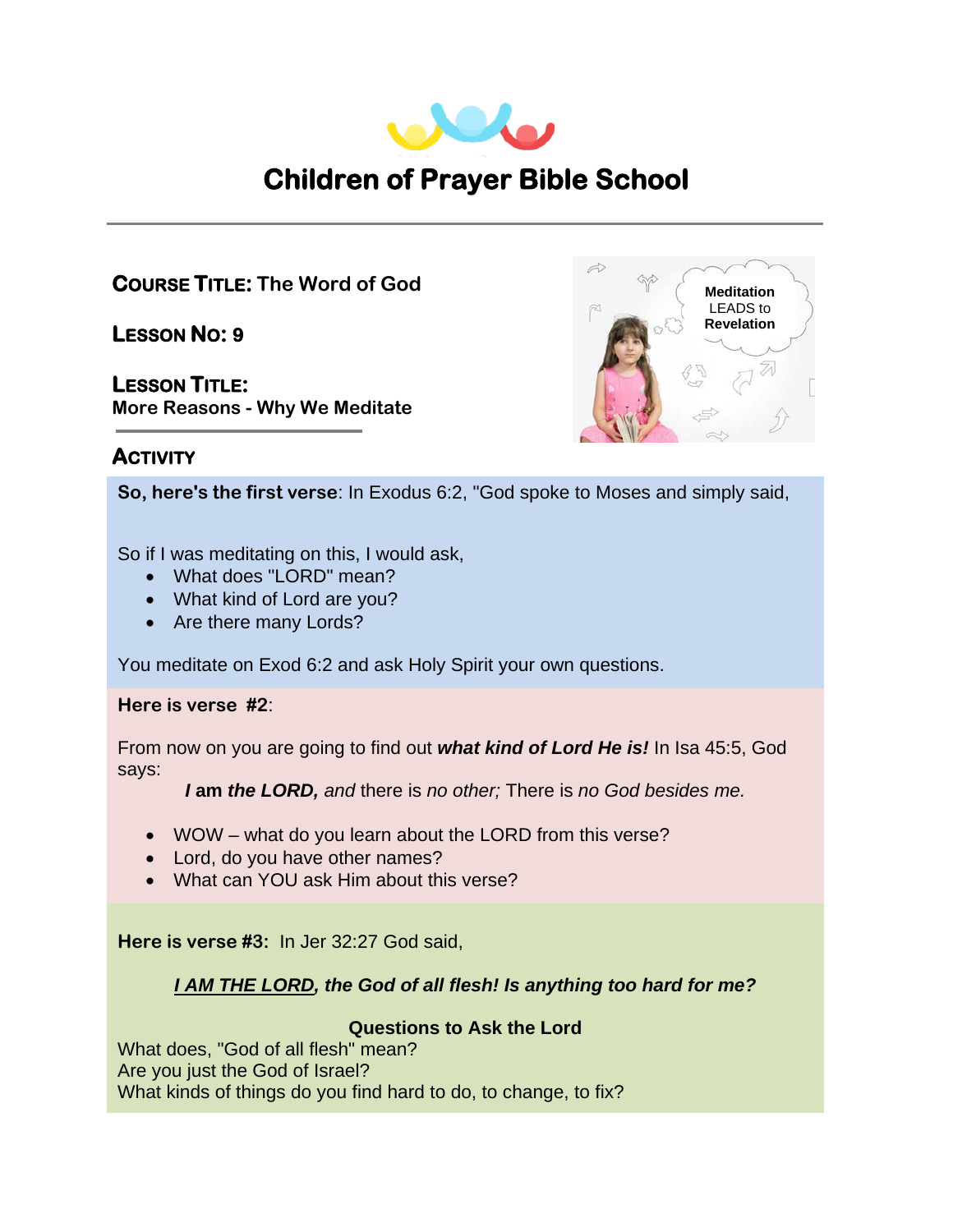# Children of Prayer Bible School

**COURSE TITLE:** The Word of God

**LESSON NO:** 9

**LESSON TITLE:**
More Reasons - Why We Meditate

## ACTIVITY

**So, here's the first verse**: In Exodus 6:2, "God spoke to Moses and simply said,

So if I was meditating on this, I would ask,

- What does "LORD" mean?
- What kind of Lord are you?
- Are there many Lords?

You meditate on Exod 6:2 and ask Holy Spirit your own questions.

**Here is verse #2**:

From now on you are going to find out ***what kind of Lord He is!*** In Isa 45:5, God says:

***I*** **am** ***the LORD,*** *and* there is *no other;* There is *no God besides me.*

- WOW – what do you learn about the LORD from this verse?
- Lord, do you have other names?
- What can YOU ask Him about this verse?

**Here is verse #3:** In Jer 32:27 God said,

***I AM THE LORD, the God of all flesh! Is anything too hard for me?***

**Questions to Ask the Lord**

What does, "God of all flesh" mean?
Are you just the God of Israel?
What kinds of things do you find hard to do, to change, to fix?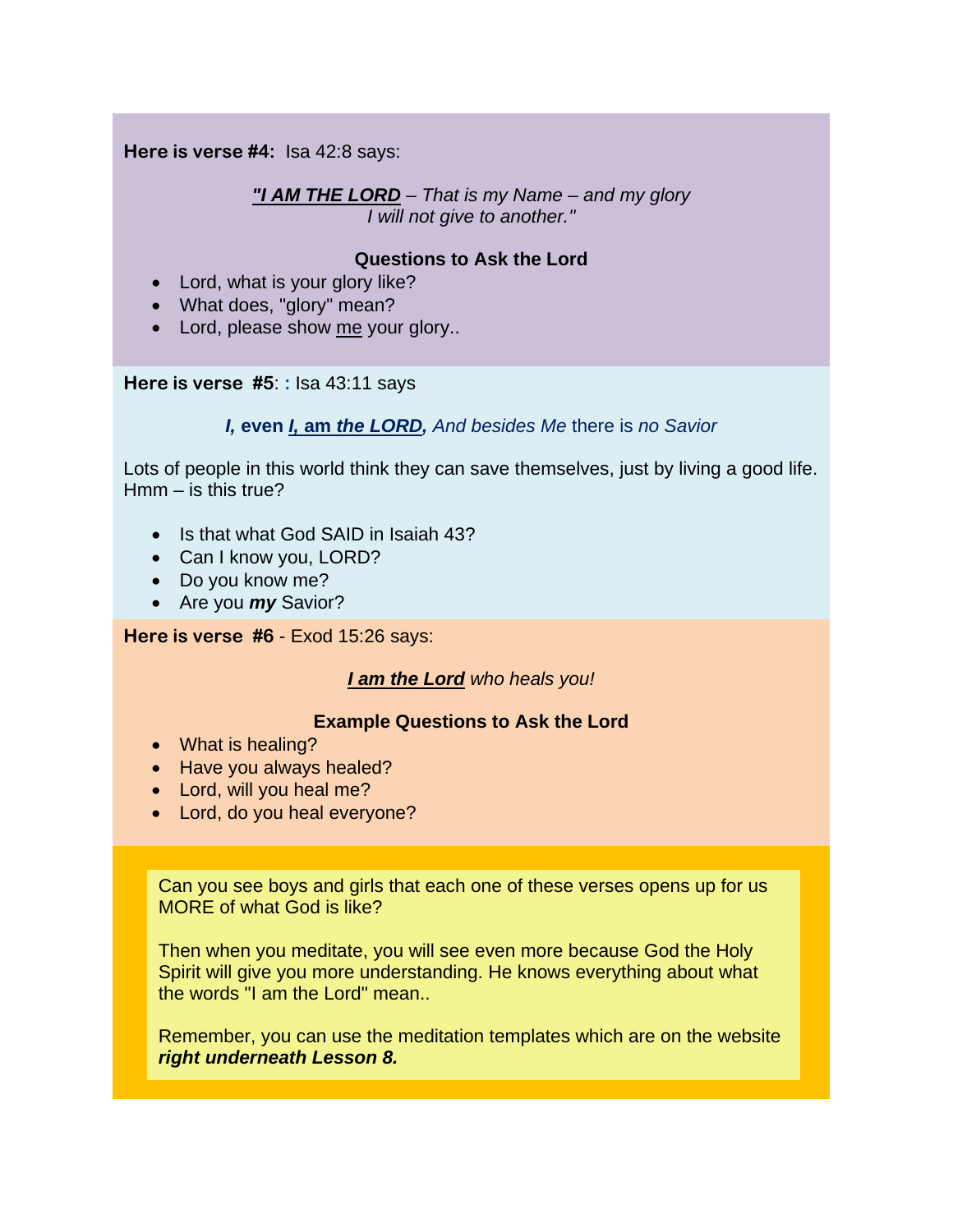**Here is verse #4:** Isa 42:8 says:

***"I AM THE LORD*** *– That is my Name – and my glory I will not give to another."*

**Questions to Ask the Lord**

- Lord, what is your glory like?
- What does, "glory" mean?
- Lord, please show me your glory..

**Here is verse #5**: **:** Isa 43:11 says

***I,* even *I, am the LORD,*** *And besides Me* there is *no Savior*

Lots of people in this world think they can save themselves, just by living a good life. Hmm – is this true?

- Is that what God SAID in Isaiah 43?
- Can I know you, LORD?
- Do you know me?
- Are you ***my*** Savior?

**Here is verse #6** - Exod 15:26 says:

***I am the Lord*** *who heals you!*

**Example Questions to Ask the Lord**

- What is healing?
- Have you always healed?
- Lord, will you heal me?
- Lord, do you heal everyone?

Can you see boys and girls that each one of these verses opens up for us MORE of what God is like?

Then when you meditate, you will see even more because God the Holy Spirit will give you more understanding. He knows everything about what the words "I am the Lord" mean..

Remember, you can use the meditation templates which are on the website ***right underneath Lesson 8.***